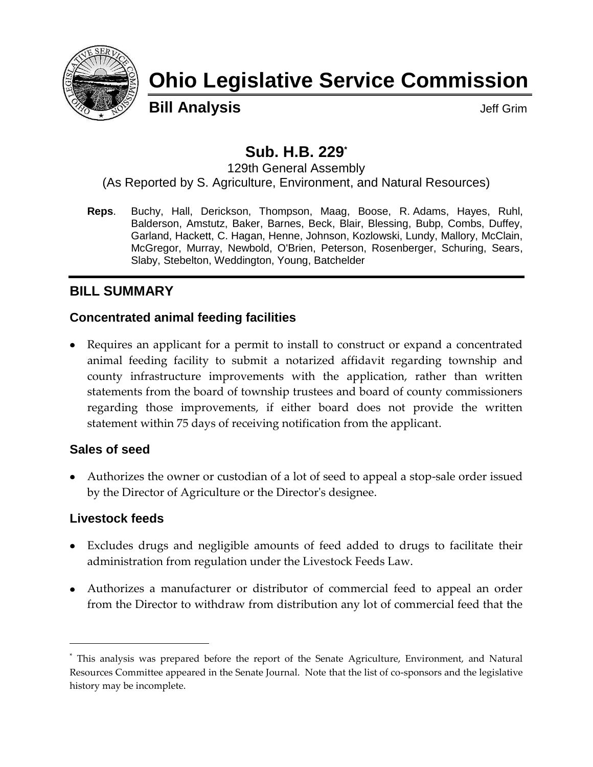# Ohio Legislative Service Commission

**Bill Analysis** Jeff Grim

## Sub. H.B. 229*

129th General Assembly
(As Reported by S. Agriculture, Environment, and Natural Resources)

**Reps**. Buchy, Hall, Derickson, Thompson, Maag, Boose, R. Adams, Hayes, Ruhl, Balderson, Amstutz, Baker, Barnes, Beck, Blair, Blessing, Bubp, Combs, Duffey, Garland, Hackett, C. Hagan, Henne, Johnson, Kozlowski, Lundy, Mallory, McClain, McGregor, Murray, Newbold, O'Brien, Peterson, Rosenberger, Schuring, Sears, Slaby, Stebelton, Weddington, Young, Batchelder

## BILL SUMMARY

### Concentrated animal feeding facilities

- Requires an applicant for a permit to install to construct or expand a concentrated animal feeding facility to submit a notarized affidavit regarding township and county infrastructure improvements with the application, rather than written statements from the board of township trustees and board of county commissioners regarding those improvements, if either board does not provide the written statement within 75 days of receiving notification from the applicant.

### Sales of seed

- Authorizes the owner or custodian of a lot of seed to appeal a stop-sale order issued by the Director of Agriculture or the Director's designee.

### Livestock feeds

- Excludes drugs and negligible amounts of feed added to drugs to facilitate their administration from regulation under the Livestock Feeds Law.
- Authorizes a manufacturer or distributor of commercial feed to appeal an order from the Director to withdraw from distribution any lot of commercial feed that the

---

* This analysis was prepared before the report of the Senate Agriculture, Environment, and Natural Resources Committee appeared in the Senate Journal. Note that the list of co-sponsors and the legislative history may be incomplete.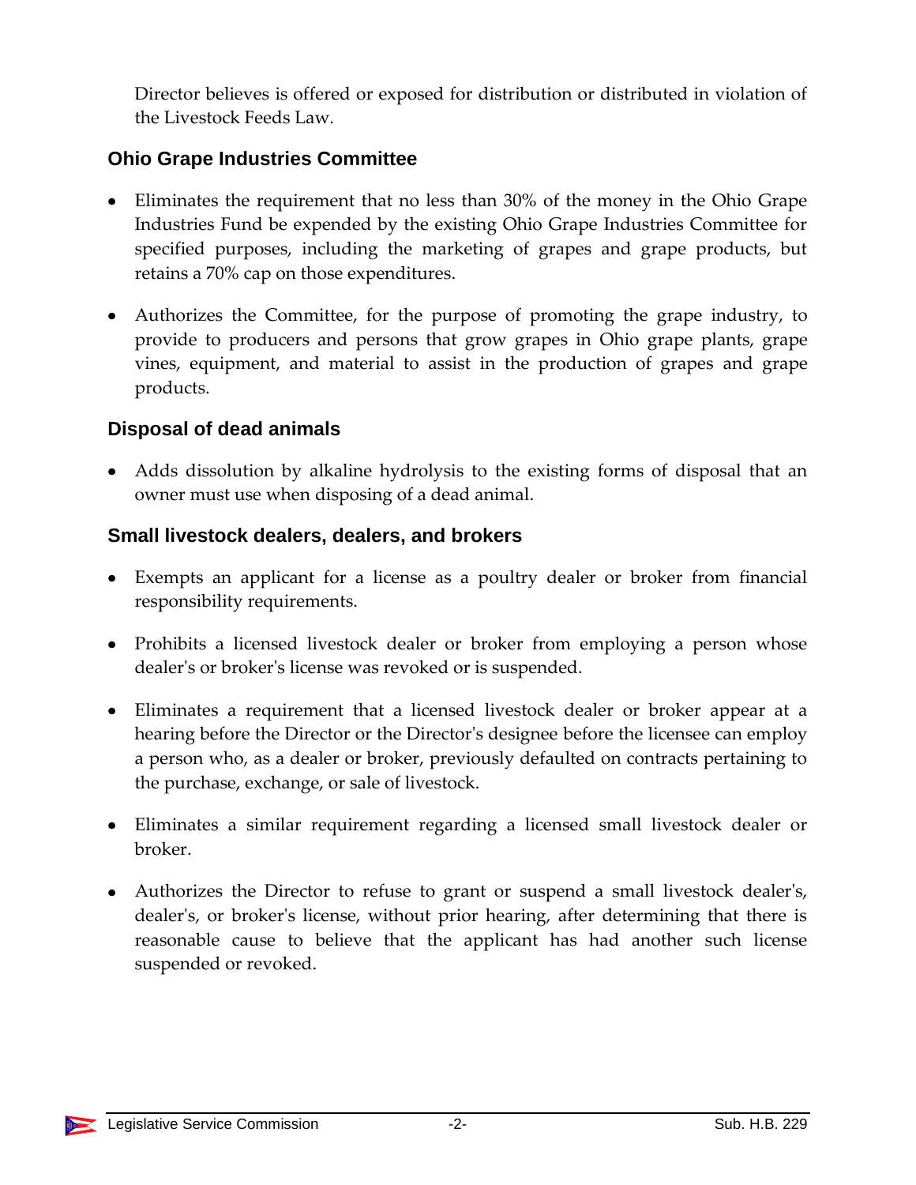Director believes is offered or exposed for distribution or distributed in violation of the Livestock Feeds Law.

### Ohio Grape Industries Committee

- Eliminates the requirement that no less than 30% of the money in the Ohio Grape Industries Fund be expended by the existing Ohio Grape Industries Committee for specified purposes, including the marketing of grapes and grape products, but retains a 70% cap on those expenditures.

- Authorizes the Committee, for the purpose of promoting the grape industry, to provide to producers and persons that grow grapes in Ohio grape plants, grape vines, equipment, and material to assist in the production of grapes and grape products.

### Disposal of dead animals

- Adds dissolution by alkaline hydrolysis to the existing forms of disposal that an owner must use when disposing of a dead animal.

### Small livestock dealers, dealers, and brokers

- Exempts an applicant for a license as a poultry dealer or broker from financial responsibility requirements.

- Prohibits a licensed livestock dealer or broker from employing a person whose dealer's or broker's license was revoked or is suspended.

- Eliminates a requirement that a licensed livestock dealer or broker appear at a hearing before the Director or the Director's designee before the licensee can employ a person who, as a dealer or broker, previously defaulted on contracts pertaining to the purchase, exchange, or sale of livestock.

- Eliminates a similar requirement regarding a licensed small livestock dealer or broker.

- Authorizes the Director to refuse to grant or suspend a small livestock dealer's, dealer's, or broker's license, without prior hearing, after determining that there is reasonable cause to believe that the applicant has had another such license suspended or revoked.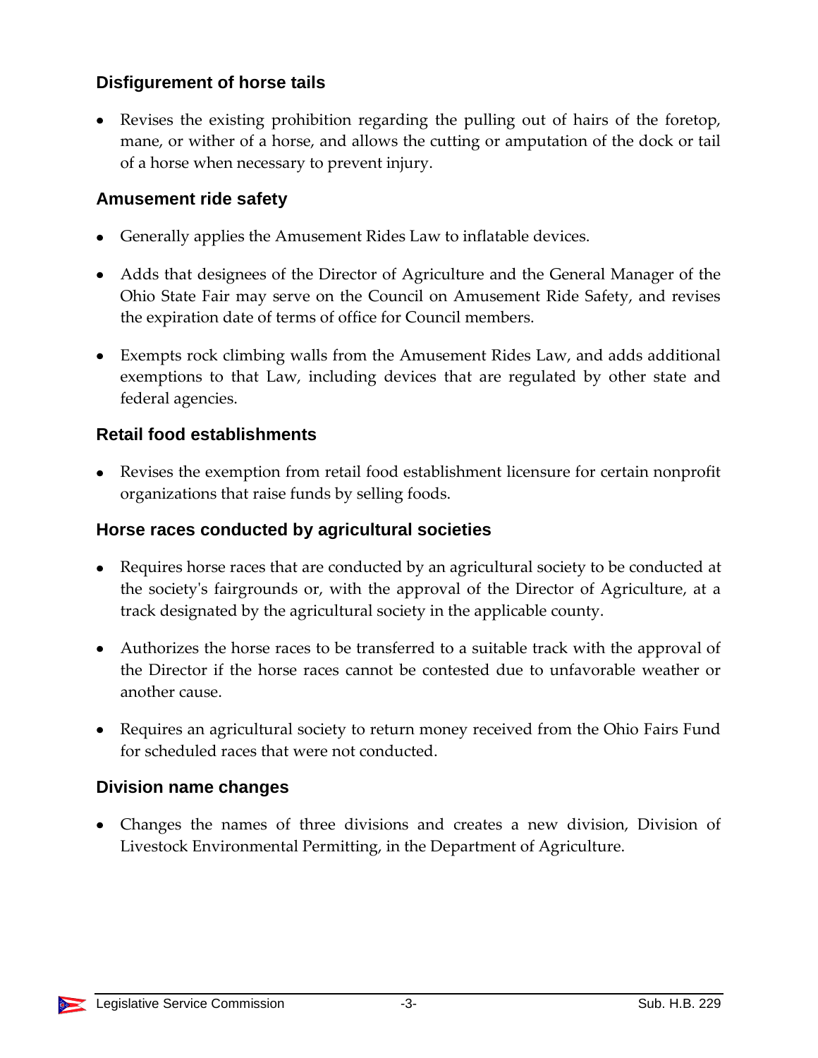### Disfigurement of horse tails

- Revises the existing prohibition regarding the pulling out of hairs of the foretop, mane, or wither of a horse, and allows the cutting or amputation of the dock or tail of a horse when necessary to prevent injury.

### Amusement ride safety

- Generally applies the Amusement Rides Law to inflatable devices.
- Adds that designees of the Director of Agriculture and the General Manager of the Ohio State Fair may serve on the Council on Amusement Ride Safety, and revises the expiration date of terms of office for Council members.
- Exempts rock climbing walls from the Amusement Rides Law, and adds additional exemptions to that Law, including devices that are regulated by other state and federal agencies.

### Retail food establishments

- Revises the exemption from retail food establishment licensure for certain nonprofit organizations that raise funds by selling foods.

### Horse races conducted by agricultural societies

- Requires horse races that are conducted by an agricultural society to be conducted at the society's fairgrounds or, with the approval of the Director of Agriculture, at a track designated by the agricultural society in the applicable county.
- Authorizes the horse races to be transferred to a suitable track with the approval of the Director if the horse races cannot be contested due to unfavorable weather or another cause.
- Requires an agricultural society to return money received from the Ohio Fairs Fund for scheduled races that were not conducted.

### Division name changes

- Changes the names of three divisions and creates a new division, Division of Livestock Environmental Permitting, in the Department of Agriculture.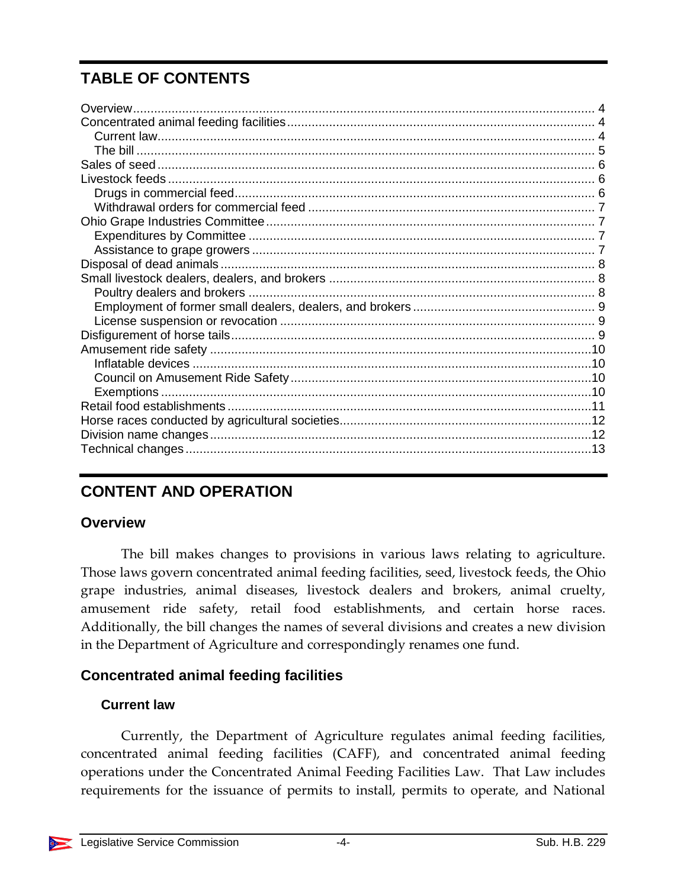## TABLE OF CONTENTS

- Overview ... 4
- Concentrated animal feeding facilities ... 4
  - Current law ... 4
  - The bill ... 5
- Sales of seed ... 6
- Livestock feeds ... 6
  - Drugs in commercial feed ... 6
  - Withdrawal orders for commercial feed ... 7
- Ohio Grape Industries Committee ... 7
  - Expenditures by Committee ... 7
  - Assistance to grape growers ... 7
- Disposal of dead animals ... 8
- Small livestock dealers, dealers, and brokers ... 8
  - Poultry dealers and brokers ... 8
  - Employment of former small dealers, dealers, and brokers ... 9
  - License suspension or revocation ... 9
- Disfigurement of horse tails ... 9
- Amusement ride safety ... 10
  - Inflatable devices ... 10
  - Council on Amusement Ride Safety ... 10
  - Exemptions ... 10
- Retail food establishments ... 11
- Horse races conducted by agricultural societies ... 12
- Division name changes ... 12
- Technical changes ... 13

## CONTENT AND OPERATION

### Overview

The bill makes changes to provisions in various laws relating to agriculture. Those laws govern concentrated animal feeding facilities, seed, livestock feeds, the Ohio grape industries, animal diseases, livestock dealers and brokers, animal cruelty, amusement ride safety, retail food establishments, and certain horse races. Additionally, the bill changes the names of several divisions and creates a new division in the Department of Agriculture and correspondingly renames one fund.

### Concentrated animal feeding facilities

#### Current law

Currently, the Department of Agriculture regulates animal feeding facilities, concentrated animal feeding facilities (CAFF), and concentrated animal feeding operations under the Concentrated Animal Feeding Facilities Law. That Law includes requirements for the issuance of permits to install, permits to operate, and National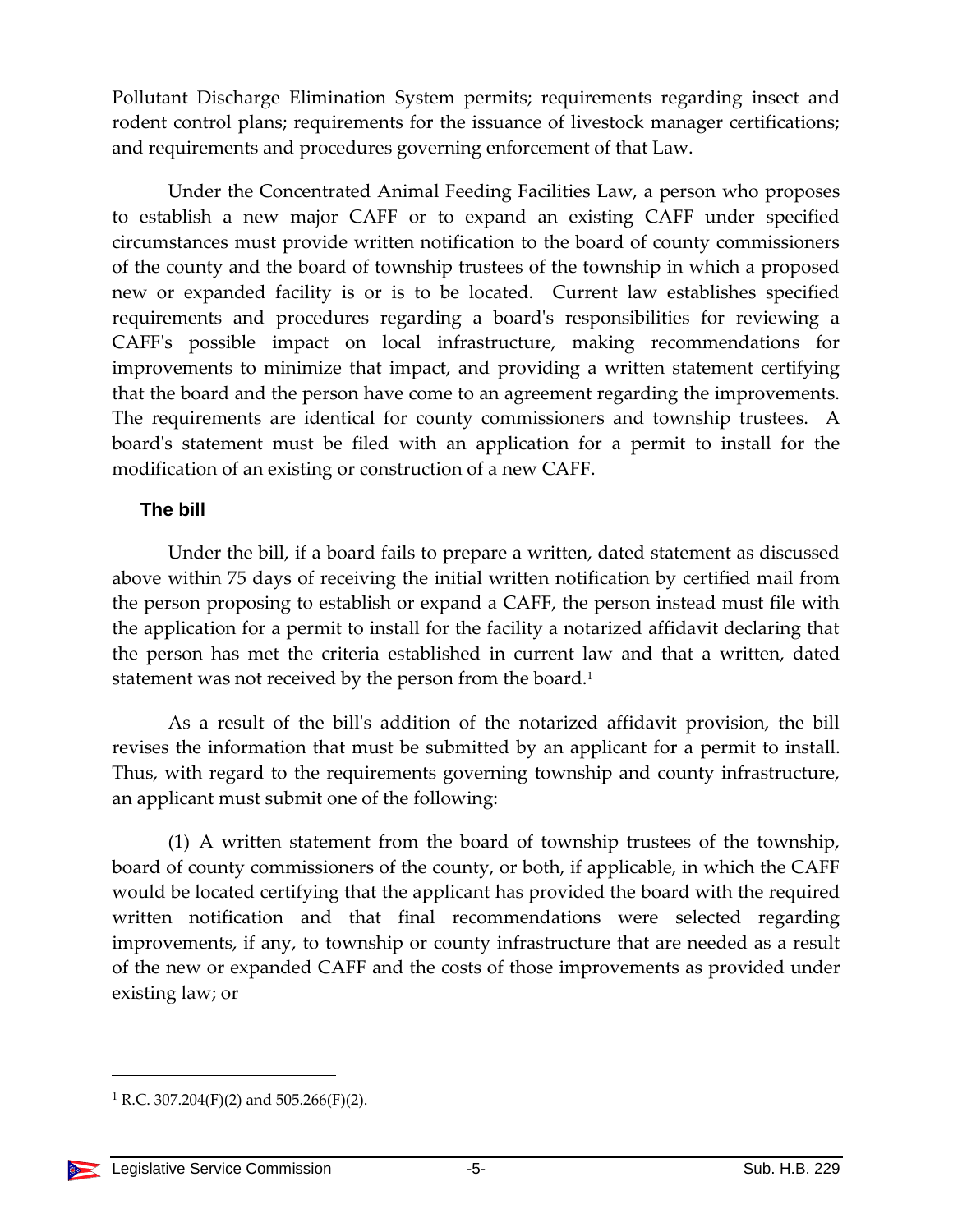Pollutant Discharge Elimination System permits; requirements regarding insect and rodent control plans; requirements for the issuance of livestock manager certifications; and requirements and procedures governing enforcement of that Law.

Under the Concentrated Animal Feeding Facilities Law, a person who proposes to establish a new major CAFF or to expand an existing CAFF under specified circumstances must provide written notification to the board of county commissioners of the county and the board of township trustees of the township in which a proposed new or expanded facility is or is to be located. Current law establishes specified requirements and procedures regarding a board's responsibilities for reviewing a CAFF's possible impact on local infrastructure, making recommendations for improvements to minimize that impact, and providing a written statement certifying that the board and the person have come to an agreement regarding the improvements. The requirements are identical for county commissioners and township trustees. A board's statement must be filed with an application for a permit to install for the modification of an existing or construction of a new CAFF.

### The bill

Under the bill, if a board fails to prepare a written, dated statement as discussed above within 75 days of receiving the initial written notification by certified mail from the person proposing to establish or expand a CAFF, the person instead must file with the application for a permit to install for the facility a notarized affidavit declaring that the person has met the criteria established in current law and that a written, dated statement was not received by the person from the board.[1]

As a result of the bill's addition of the notarized affidavit provision, the bill revises the information that must be submitted by an applicant for a permit to install. Thus, with regard to the requirements governing township and county infrastructure, an applicant must submit one of the following:

(1) A written statement from the board of township trustees of the township, board of county commissioners of the county, or both, if applicable, in which the CAFF would be located certifying that the applicant has provided the board with the required written notification and that final recommendations were selected regarding improvements, if any, to township or county infrastructure that are needed as a result of the new or expanded CAFF and the costs of those improvements as provided under existing law; or

---

[1] R.C. 307.204(F)(2) and 505.266(F)(2).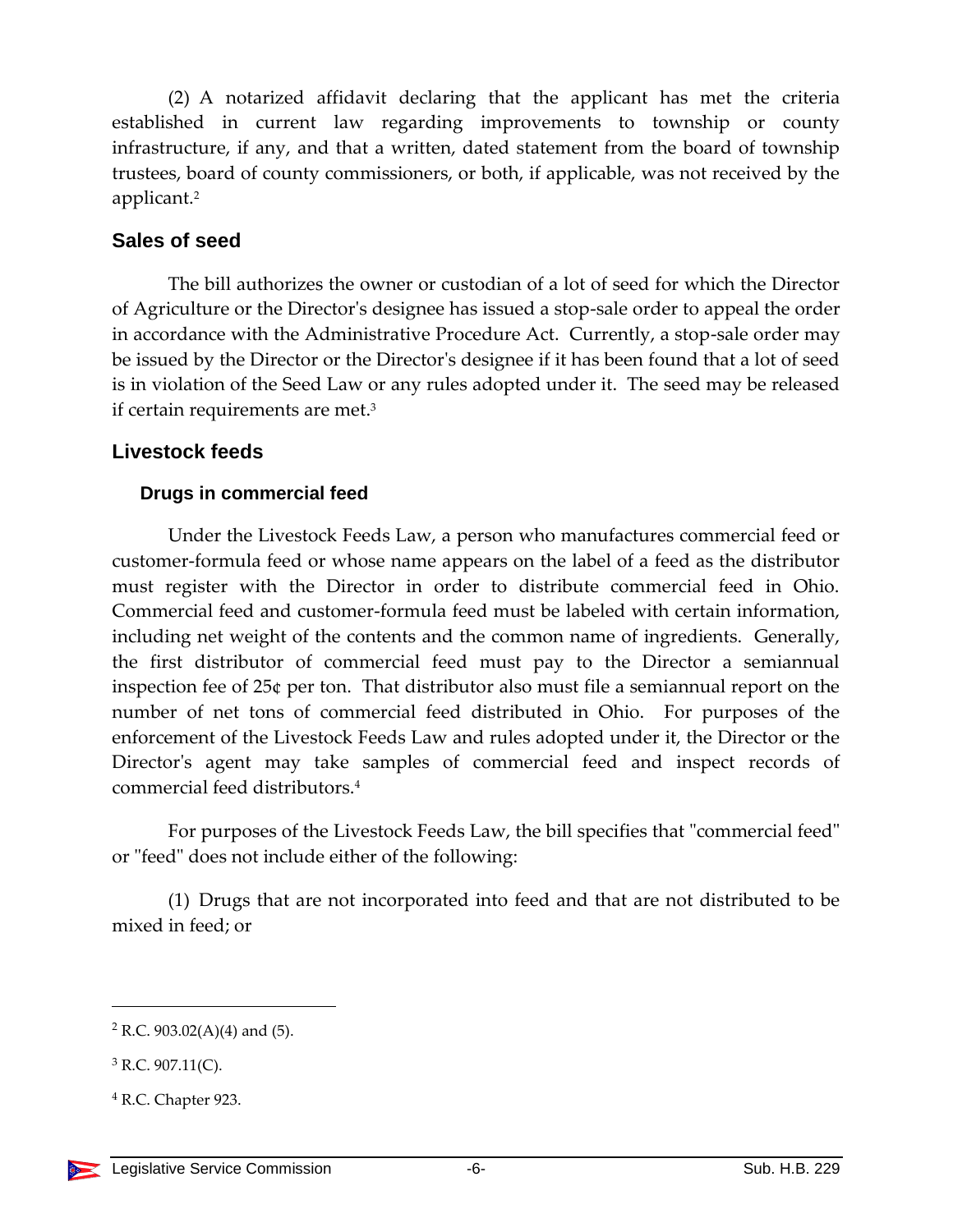(2) A notarized affidavit declaring that the applicant has met the criteria established in current law regarding improvements to township or county infrastructure, if any, and that a written, dated statement from the board of township trustees, board of county commissioners, or both, if applicable, was not received by the applicant.[2]

## Sales of seed

The bill authorizes the owner or custodian of a lot of seed for which the Director of Agriculture or the Director's designee has issued a stop-sale order to appeal the order in accordance with the Administrative Procedure Act. Currently, a stop-sale order may be issued by the Director or the Director's designee if it has been found that a lot of seed is in violation of the Seed Law or any rules adopted under it. The seed may be released if certain requirements are met.[3]

## Livestock feeds

### Drugs in commercial feed

Under the Livestock Feeds Law, a person who manufactures commercial feed or customer-formula feed or whose name appears on the label of a feed as the distributor must register with the Director in order to distribute commercial feed in Ohio. Commercial feed and customer-formula feed must be labeled with certain information, including net weight of the contents and the common name of ingredients. Generally, the first distributor of commercial feed must pay to the Director a semiannual inspection fee of 25¢ per ton. That distributor also must file a semiannual report on the number of net tons of commercial feed distributed in Ohio. For purposes of the enforcement of the Livestock Feeds Law and rules adopted under it, the Director or the Director's agent may take samples of commercial feed and inspect records of commercial feed distributors.[4]

For purposes of the Livestock Feeds Law, the bill specifies that "commercial feed" or "feed" does not include either of the following:

(1) Drugs that are not incorporated into feed and that are not distributed to be mixed in feed; or

---

[2] R.C. 903.02(A)(4) and (5).

[3] R.C. 907.11(C).

[4] R.C. Chapter 923.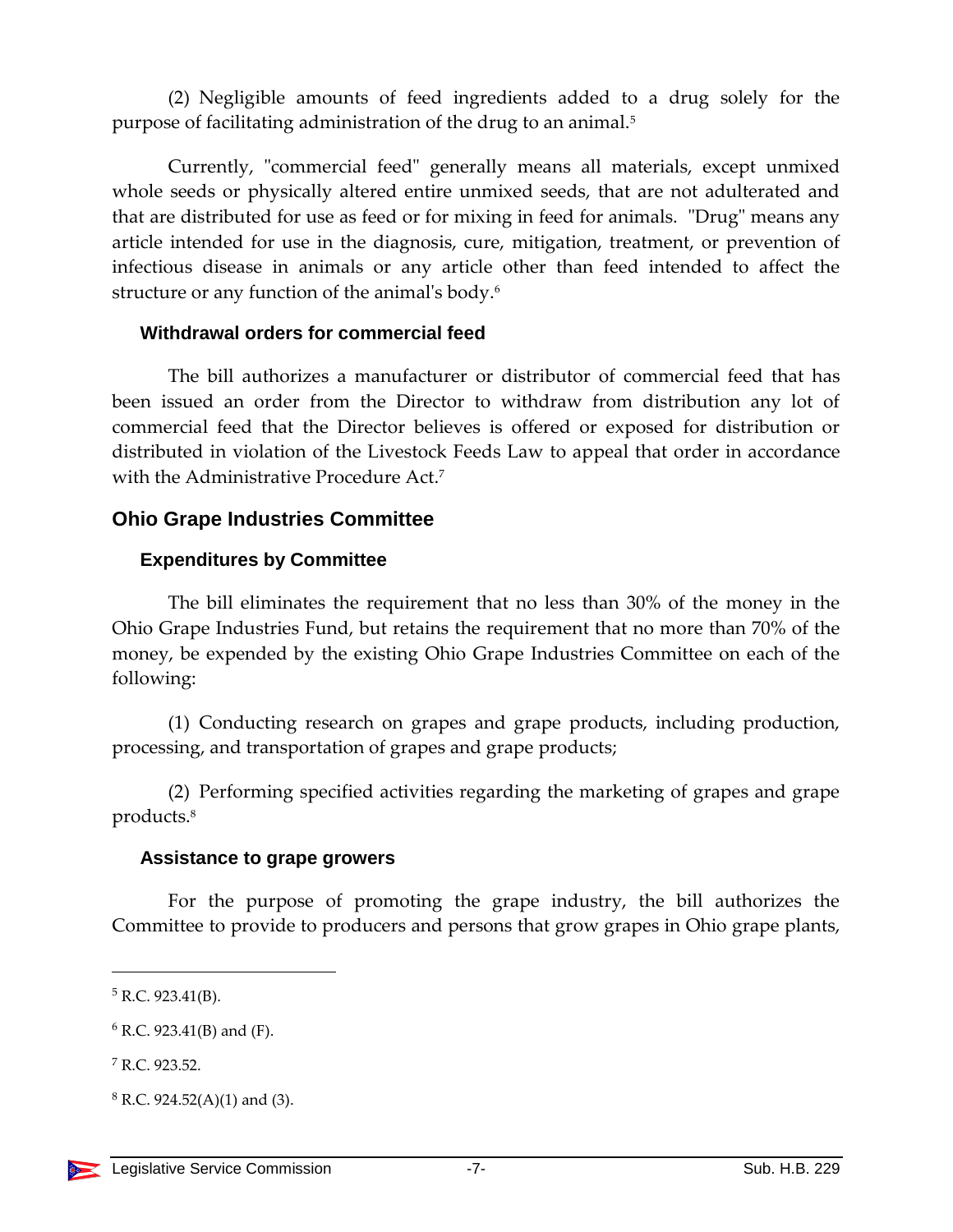(2) Negligible amounts of feed ingredients added to a drug solely for the purpose of facilitating administration of the drug to an animal.[5]

Currently, "commercial feed" generally means all materials, except unmixed whole seeds or physically altered entire unmixed seeds, that are not adulterated and that are distributed for use as feed or for mixing in feed for animals. "Drug" means any article intended for use in the diagnosis, cure, mitigation, treatment, or prevention of infectious disease in animals or any article other than feed intended to affect the structure or any function of the animal's body.[6]

### Withdrawal orders for commercial feed

The bill authorizes a manufacturer or distributor of commercial feed that has been issued an order from the Director to withdraw from distribution any lot of commercial feed that the Director believes is offered or exposed for distribution or distributed in violation of the Livestock Feeds Law to appeal that order in accordance with the Administrative Procedure Act.[7]

## Ohio Grape Industries Committee

### Expenditures by Committee

The bill eliminates the requirement that no less than 30% of the money in the Ohio Grape Industries Fund, but retains the requirement that no more than 70% of the money, be expended by the existing Ohio Grape Industries Committee on each of the following:

(1) Conducting research on grapes and grape products, including production, processing, and transportation of grapes and grape products;

(2) Performing specified activities regarding the marketing of grapes and grape products.[8]

### Assistance to grape growers

For the purpose of promoting the grape industry, the bill authorizes the Committee to provide to producers and persons that grow grapes in Ohio grape plants,

---

[5] R.C. 923.41(B).

[6] R.C. 923.41(B) and (F).

[7] R.C. 923.52.

[8] R.C. 924.52(A)(1) and (3).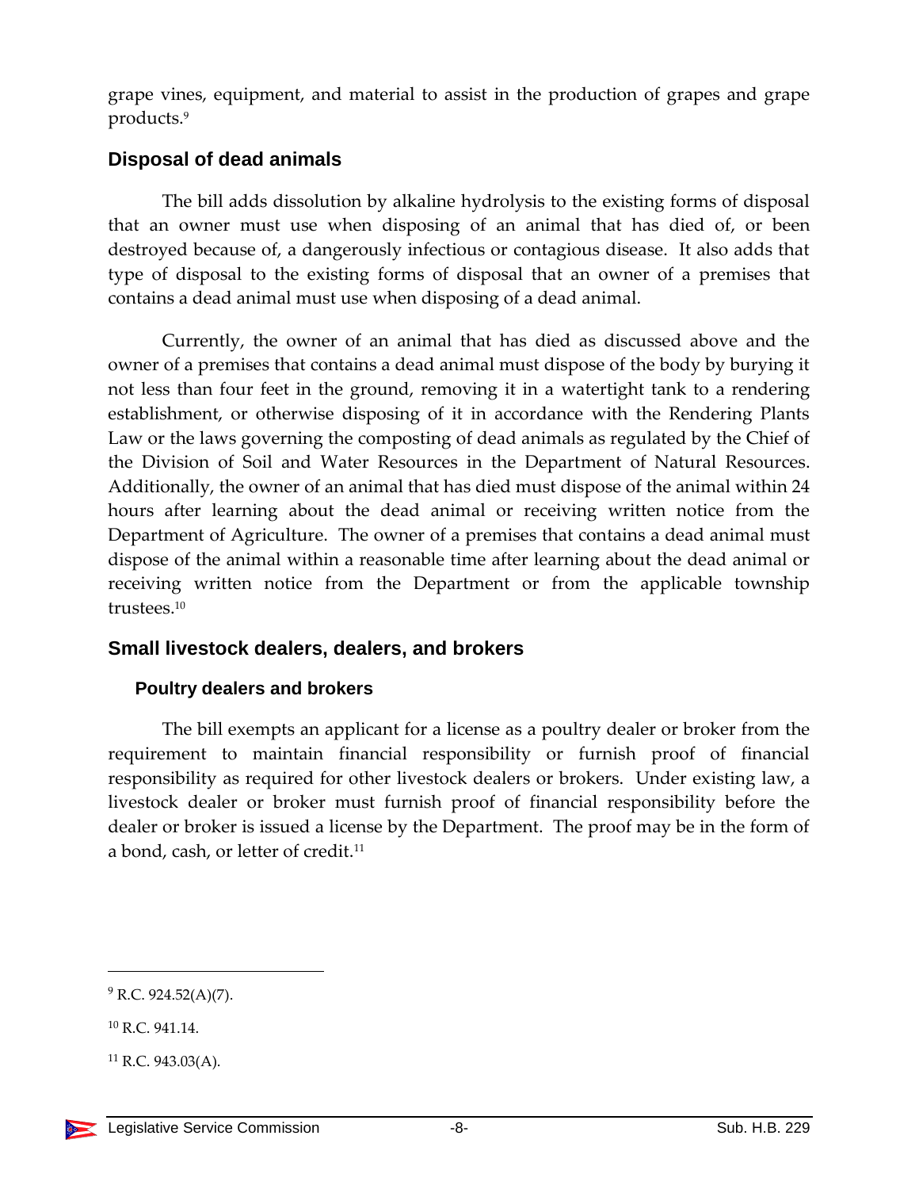grape vines, equipment, and material to assist in the production of grapes and grape products.[9]

## Disposal of dead animals

The bill adds dissolution by alkaline hydrolysis to the existing forms of disposal that an owner must use when disposing of an animal that has died of, or been destroyed because of, a dangerously infectious or contagious disease. It also adds that type of disposal to the existing forms of disposal that an owner of a premises that contains a dead animal must use when disposing of a dead animal.

Currently, the owner of an animal that has died as discussed above and the owner of a premises that contains a dead animal must dispose of the body by burying it not less than four feet in the ground, removing it in a watertight tank to a rendering establishment, or otherwise disposing of it in accordance with the Rendering Plants Law or the laws governing the composting of dead animals as regulated by the Chief of the Division of Soil and Water Resources in the Department of Natural Resources. Additionally, the owner of an animal that has died must dispose of the animal within 24 hours after learning about the dead animal or receiving written notice from the Department of Agriculture. The owner of a premises that contains a dead animal must dispose of the animal within a reasonable time after learning about the dead animal or receiving written notice from the Department or from the applicable township trustees.[10]

## Small livestock dealers, dealers, and brokers

### Poultry dealers and brokers

The bill exempts an applicant for a license as a poultry dealer or broker from the requirement to maintain financial responsibility or furnish proof of financial responsibility as required for other livestock dealers or brokers. Under existing law, a livestock dealer or broker must furnish proof of financial responsibility before the dealer or broker is issued a license by the Department. The proof may be in the form of a bond, cash, or letter of credit.[11]

---

[9] R.C. 924.52(A)(7).

[10] R.C. 941.14.

[11] R.C. 943.03(A).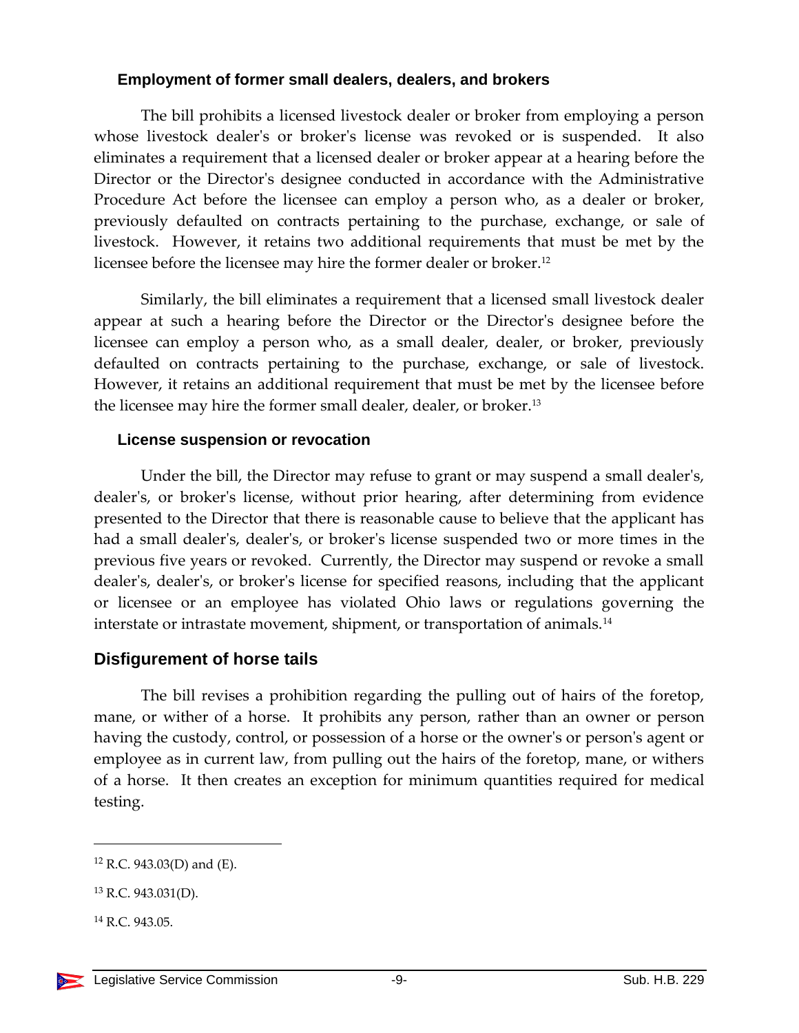### Employment of former small dealers, dealers, and brokers

The bill prohibits a licensed livestock dealer or broker from employing a person whose livestock dealer's or broker's license was revoked or is suspended. It also eliminates a requirement that a licensed dealer or broker appear at a hearing before the Director or the Director's designee conducted in accordance with the Administrative Procedure Act before the licensee can employ a person who, as a dealer or broker, previously defaulted on contracts pertaining to the purchase, exchange, or sale of livestock. However, it retains two additional requirements that must be met by the licensee before the licensee may hire the former dealer or broker.[12]

Similarly, the bill eliminates a requirement that a licensed small livestock dealer appear at such a hearing before the Director or the Director's designee before the licensee can employ a person who, as a small dealer, dealer, or broker, previously defaulted on contracts pertaining to the purchase, exchange, or sale of livestock. However, it retains an additional requirement that must be met by the licensee before the licensee may hire the former small dealer, dealer, or broker.[13]

### License suspension or revocation

Under the bill, the Director may refuse to grant or may suspend a small dealer's, dealer's, or broker's license, without prior hearing, after determining from evidence presented to the Director that there is reasonable cause to believe that the applicant has had a small dealer's, dealer's, or broker's license suspended two or more times in the previous five years or revoked. Currently, the Director may suspend or revoke a small dealer's, dealer's, or broker's license for specified reasons, including that the applicant or licensee or an employee has violated Ohio laws or regulations governing the interstate or intrastate movement, shipment, or transportation of animals.[14]

## Disfigurement of horse tails

The bill revises a prohibition regarding the pulling out of hairs of the foretop, mane, or wither of a horse. It prohibits any person, rather than an owner or person having the custody, control, or possession of a horse or the owner's or person's agent or employee as in current law, from pulling out the hairs of the foretop, mane, or withers of a horse. It then creates an exception for minimum quantities required for medical testing.

---

[12] R.C. 943.03(D) and (E).

[13] R.C. 943.031(D).

[14] R.C. 943.05.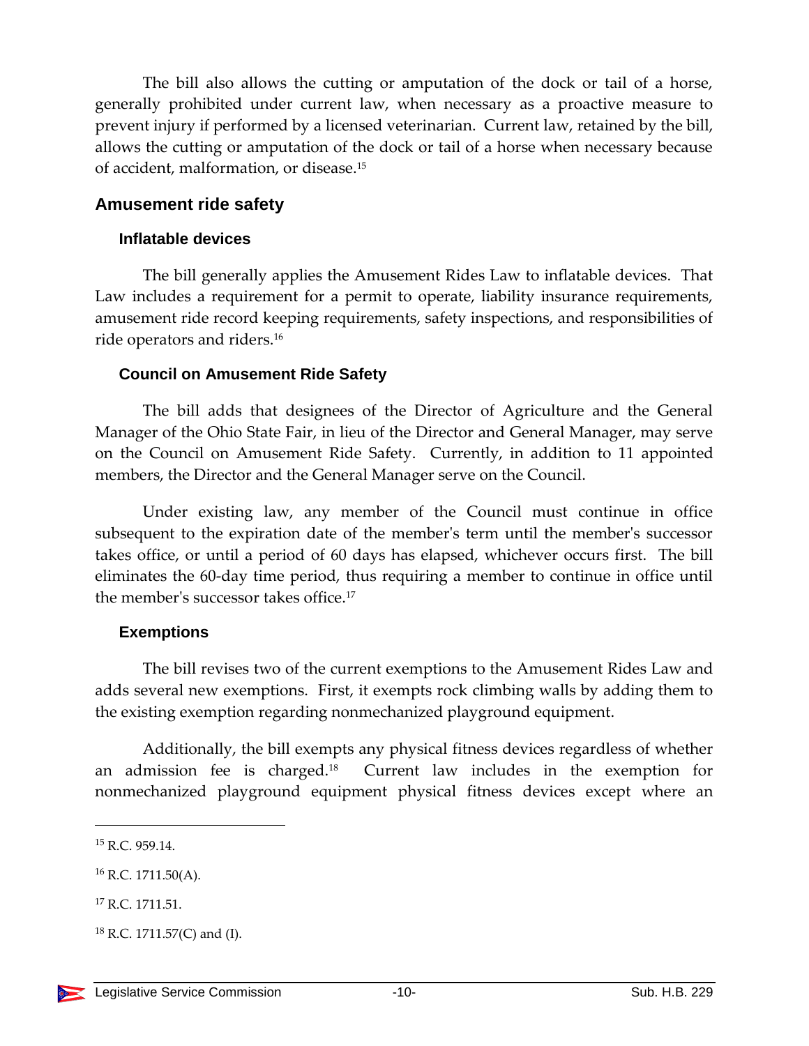The bill also allows the cutting or amputation of the dock or tail of a horse, generally prohibited under current law, when necessary as a proactive measure to prevent injury if performed by a licensed veterinarian. Current law, retained by the bill, allows the cutting or amputation of the dock or tail of a horse when necessary because of accident, malformation, or disease.[15]

## Amusement ride safety

### Inflatable devices

The bill generally applies the Amusement Rides Law to inflatable devices. That Law includes a requirement for a permit to operate, liability insurance requirements, amusement ride record keeping requirements, safety inspections, and responsibilities of ride operators and riders.[16]

### Council on Amusement Ride Safety

The bill adds that designees of the Director of Agriculture and the General Manager of the Ohio State Fair, in lieu of the Director and General Manager, may serve on the Council on Amusement Ride Safety. Currently, in addition to 11 appointed members, the Director and the General Manager serve on the Council.

Under existing law, any member of the Council must continue in office subsequent to the expiration date of the member's term until the member's successor takes office, or until a period of 60 days has elapsed, whichever occurs first. The bill eliminates the 60-day time period, thus requiring a member to continue in office until the member's successor takes office.[17]

### Exemptions

The bill revises two of the current exemptions to the Amusement Rides Law and adds several new exemptions. First, it exempts rock climbing walls by adding them to the existing exemption regarding nonmechanized playground equipment.

Additionally, the bill exempts any physical fitness devices regardless of whether an admission fee is charged.[18] Current law includes in the exemption for nonmechanized playground equipment physical fitness devices except where an

---

[15] R.C. 959.14.

[16] R.C. 1711.50(A).

[17] R.C. 1711.51.

[18] R.C. 1711.57(C) and (I).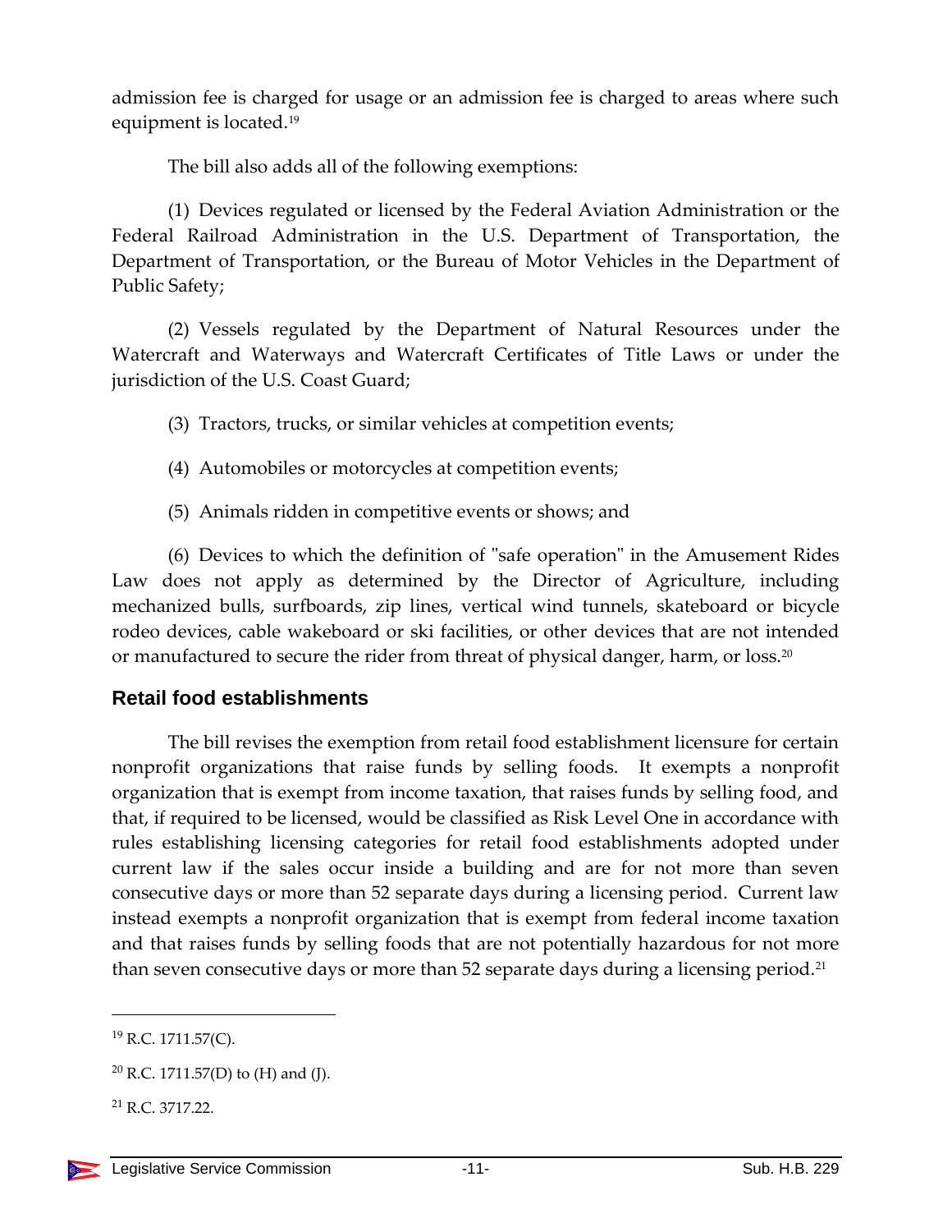admission fee is charged for usage or an admission fee is charged to areas where such equipment is located.[19]

The bill also adds all of the following exemptions:

(1) Devices regulated or licensed by the Federal Aviation Administration or the Federal Railroad Administration in the U.S. Department of Transportation, the Department of Transportation, or the Bureau of Motor Vehicles in the Department of Public Safety;

(2) Vessels regulated by the Department of Natural Resources under the Watercraft and Waterways and Watercraft Certificates of Title Laws or under the jurisdiction of the U.S. Coast Guard;

(3) Tractors, trucks, or similar vehicles at competition events;

(4) Automobiles or motorcycles at competition events;

(5) Animals ridden in competitive events or shows; and

(6) Devices to which the definition of "safe operation" in the Amusement Rides Law does not apply as determined by the Director of Agriculture, including mechanized bulls, surfboards, zip lines, vertical wind tunnels, skateboard or bicycle rodeo devices, cable wakeboard or ski facilities, or other devices that are not intended or manufactured to secure the rider from threat of physical danger, harm, or loss.[20]

## Retail food establishments

The bill revises the exemption from retail food establishment licensure for certain nonprofit organizations that raise funds by selling foods. It exempts a nonprofit organization that is exempt from income taxation, that raises funds by selling food, and that, if required to be licensed, would be classified as Risk Level One in accordance with rules establishing licensing categories for retail food establishments adopted under current law if the sales occur inside a building and are for not more than seven consecutive days or more than 52 separate days during a licensing period. Current law instead exempts a nonprofit organization that is exempt from federal income taxation and that raises funds by selling foods that are not potentially hazardous for not more than seven consecutive days or more than 52 separate days during a licensing period.[21]

---

[19] R.C. 1711.57(C).

[20] R.C. 1711.57(D) to (H) and (J).

[21] R.C. 3717.22.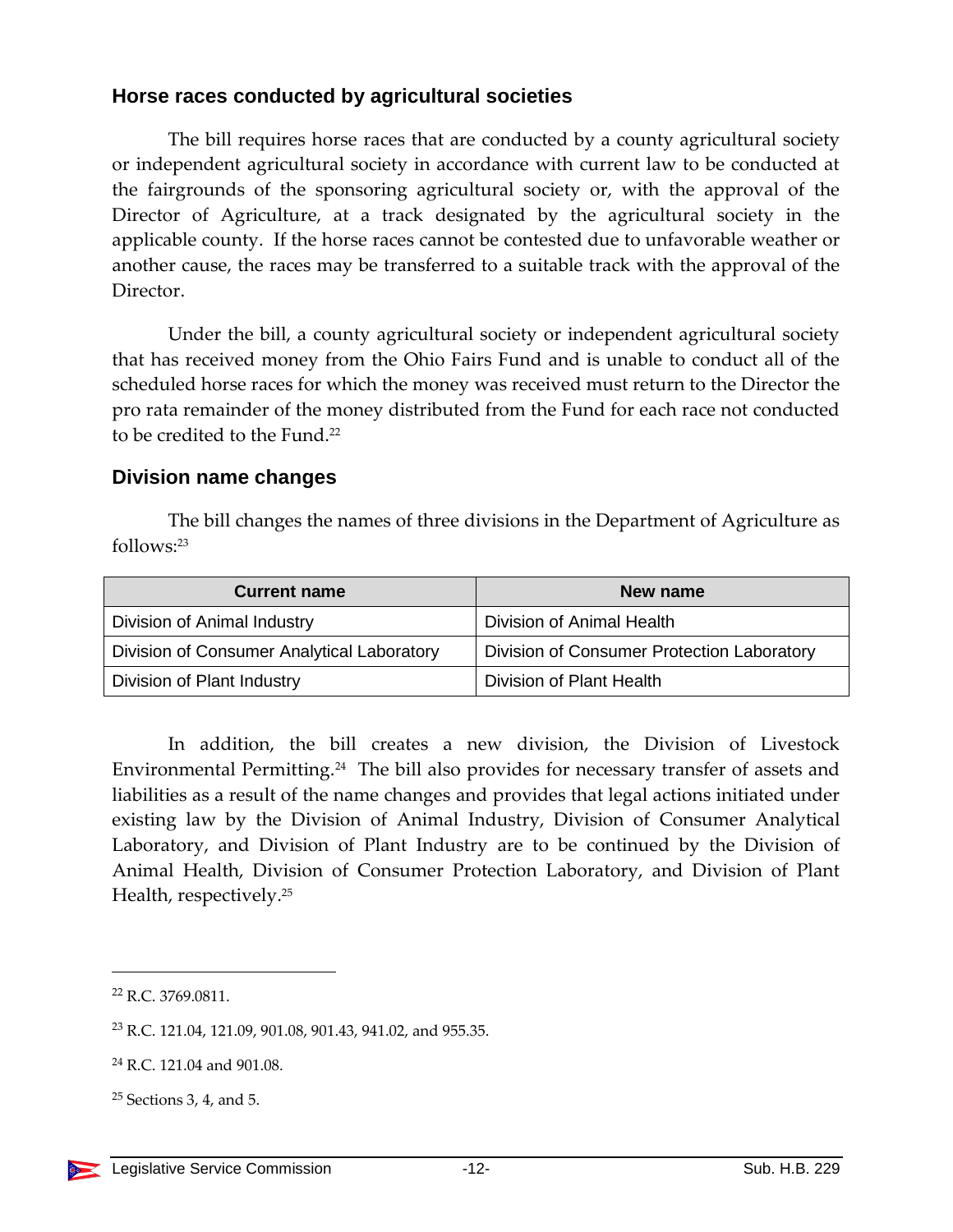### Horse races conducted by agricultural societies

The bill requires horse races that are conducted by a county agricultural society or independent agricultural society in accordance with current law to be conducted at the fairgrounds of the sponsoring agricultural society or, with the approval of the Director of Agriculture, at a track designated by the agricultural society in the applicable county. If the horse races cannot be contested due to unfavorable weather or another cause, the races may be transferred to a suitable track with the approval of the Director.

Under the bill, a county agricultural society or independent agricultural society that has received money from the Ohio Fairs Fund and is unable to conduct all of the scheduled horse races for which the money was received must return to the Director the pro rata remainder of the money distributed from the Fund for each race not conducted to be credited to the Fund.[22]

### Division name changes

The bill changes the names of three divisions in the Department of Agriculture as follows:[23]

| Current name | New name |
|---|---|
| Division of Animal Industry | Division of Animal Health |
| Division of Consumer Analytical Laboratory | Division of Consumer Protection Laboratory |
| Division of Plant Industry | Division of Plant Health |

In addition, the bill creates a new division, the Division of Livestock Environmental Permitting.[24] The bill also provides for necessary transfer of assets and liabilities as a result of the name changes and provides that legal actions initiated under existing law by the Division of Animal Industry, Division of Consumer Analytical Laboratory, and Division of Plant Industry are to be continued by the Division of Animal Health, Division of Consumer Protection Laboratory, and Division of Plant Health, respectively.[25]

---

[22] R.C. 3769.0811.

[23] R.C. 121.04, 121.09, 901.08, 901.43, 941.02, and 955.35.

[24] R.C. 121.04 and 901.08.

[25] Sections 3, 4, and 5.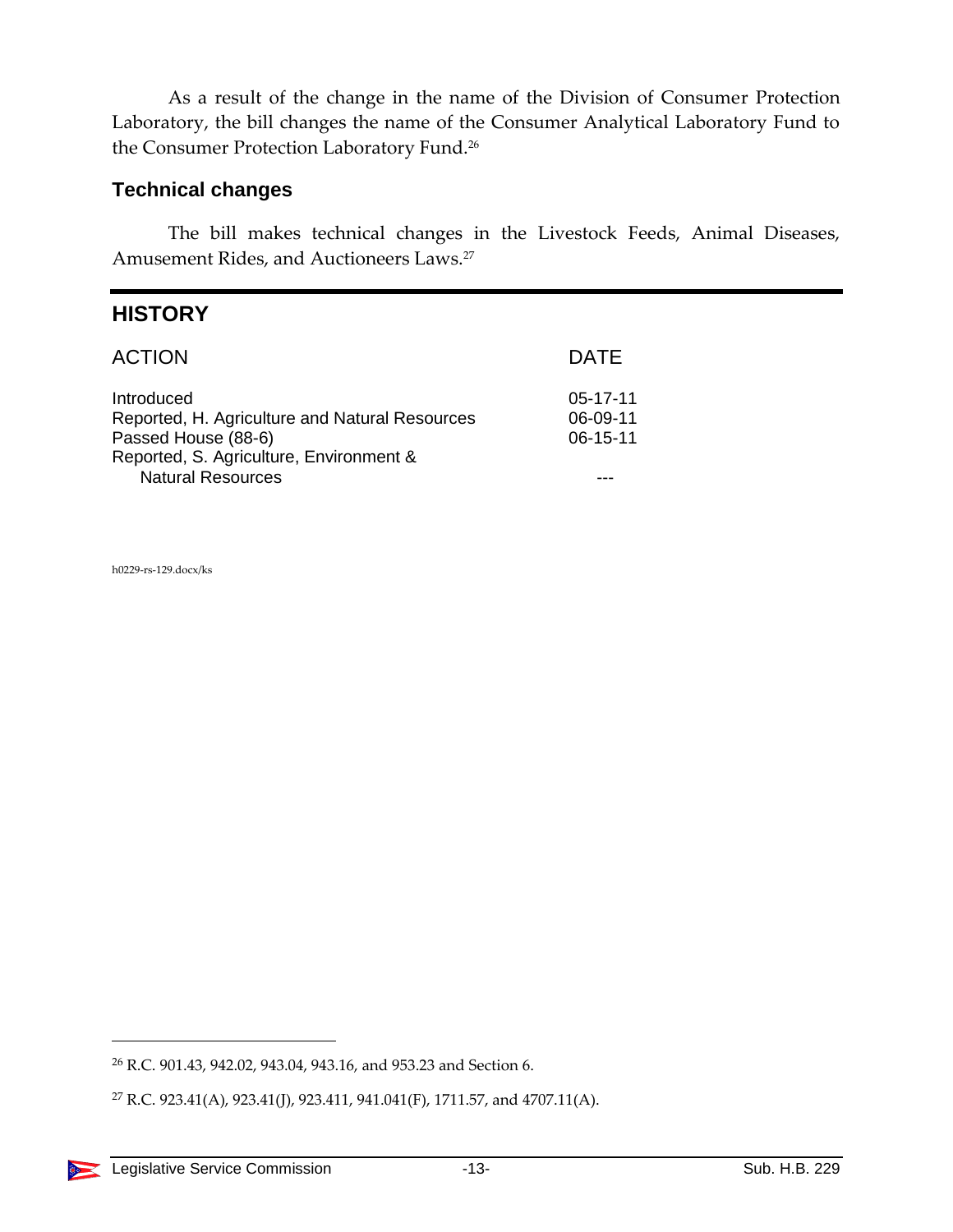As a result of the change in the name of the Division of Consumer Protection Laboratory, the bill changes the name of the Consumer Analytical Laboratory Fund to the Consumer Protection Laboratory Fund.[26]

### Technical changes

The bill makes technical changes in the Livestock Feeds, Animal Diseases, Amusement Rides, and Auctioneers Laws.[27]

## HISTORY

| ACTION | DATE |
| --- | --- |
| Introduced | 05-17-11 |
| Reported, H. Agriculture and Natural Resources | 06-09-11 |
| Passed House (88-6) | 06-15-11 |
| Reported, S. Agriculture, Environment & Natural Resources | --- |

h0229-rs-129.docx/ks

[26] R.C. 901.43, 942.02, 943.04, 943.16, and 953.23 and Section 6.

[27] R.C. 923.41(A), 923.41(J), 923.411, 941.041(F), 1711.57, and 4707.11(A).